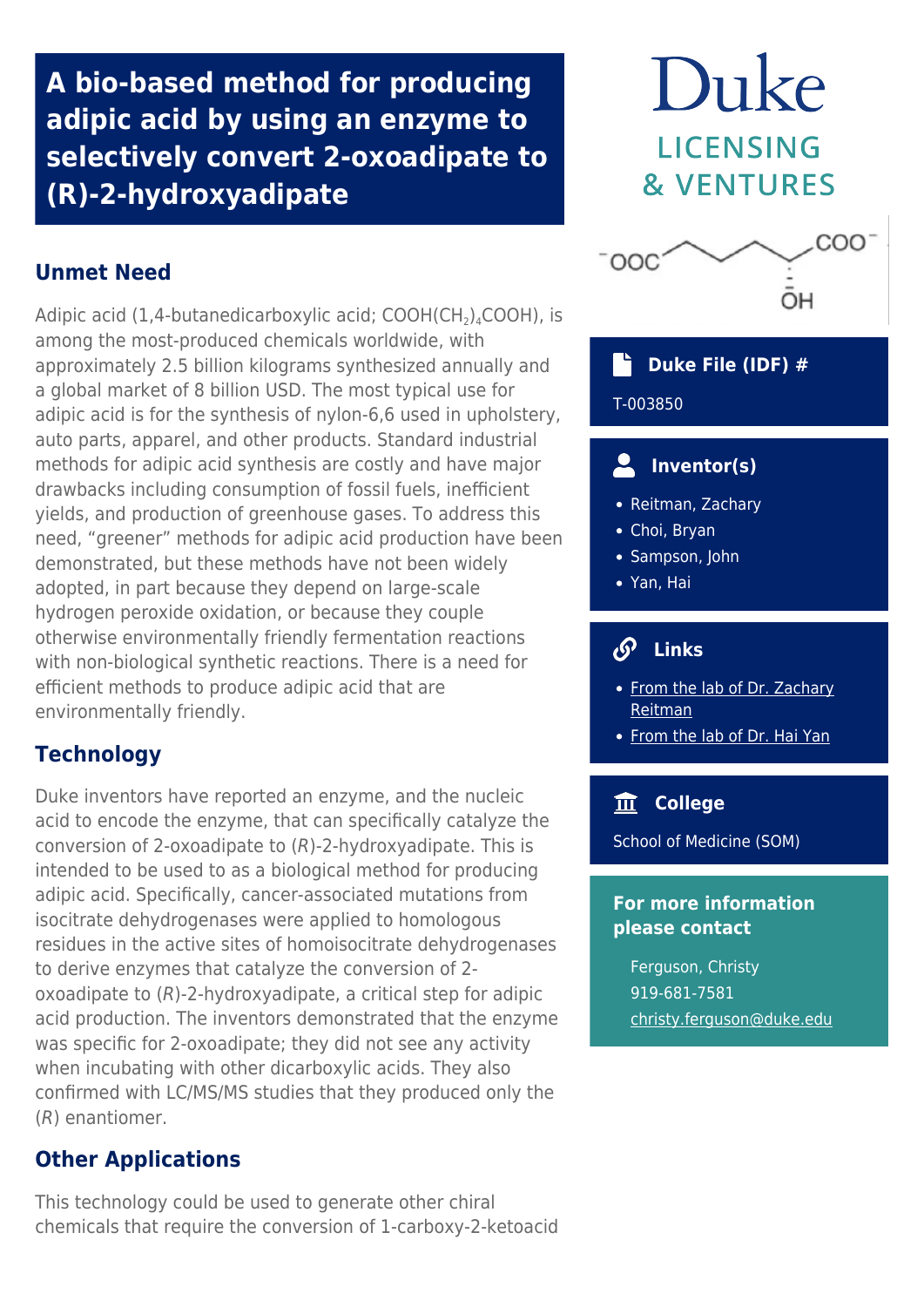# A bio-based method for producing adipic acid by using an enzyme to selectively convert 2-oxoadipate to (R)-2-hydroxyadipate

Duke
LICENSING & VENTURES

## Unmet Need

Adipic acid (1,4-butanedicarboxylic acid; $COOH(CH_2)_4COOH$), is among the most-produced chemicals worldwide, with approximately 2.5 billion kilograms synthesized annually and a global market of 8 billion USD. The most typical use for adipic acid is for the synthesis of nylon-6,6 used in upholstery, auto parts, apparel, and other products. Standard industrial methods for adipic acid synthesis are costly and have major drawbacks including consumption of fossil fuels, inefficient yields, and production of greenhouse gases. To address this need, "greener" methods for adipic acid production have been demonstrated, but these methods have not been widely adopted, in part because they depend on large-scale hydrogen peroxide oxidation, or because they couple otherwise environmentally friendly fermentation reactions with non-biological synthetic reactions. There is a need for efficient methods to produce adipic acid that are environmentally friendly.

## Technology

Duke inventors have reported an enzyme, and the nucleic acid to encode the enzyme, that can specifically catalyze the conversion of 2-oxoadipate to (*R*)-2-hydroxyadipate. This is intended to be used to as a biological method for producing adipic acid. Specifically, cancer-associated mutations from isocitrate dehydrogenases were applied to homologous residues in the active sites of homoisocitrate dehydrogenases to derive enzymes that catalyze the conversion of 2-oxoadipate to (*R*)-2-hydroxyadipate, a critical step for adipic acid production. The inventors demonstrated that the enzyme was specific for 2-oxoadipate; they did not see any activity when incubating with other dicarboxylic acids. They also confirmed with LC/MS/MS studies that they produced only the (*R*) enantiomer.

## Other Applications

This technology could be used to generate other chiral chemicals that require the conversion of 1-carboxy-2-ketoacid

### Duke File (IDF) #

T-003850

### Inventor(s)

- Reitman, Zachary
- Choi, Bryan
- Sampson, John
- Yan, Hai

### Links

- From the lab of Dr. Zachary Reitman
- From the lab of Dr. Hai Yan

### College

School of Medicine (SOM)

### For more information please contact

Ferguson, Christy
919-681-7581
christy.ferguson@duke.edu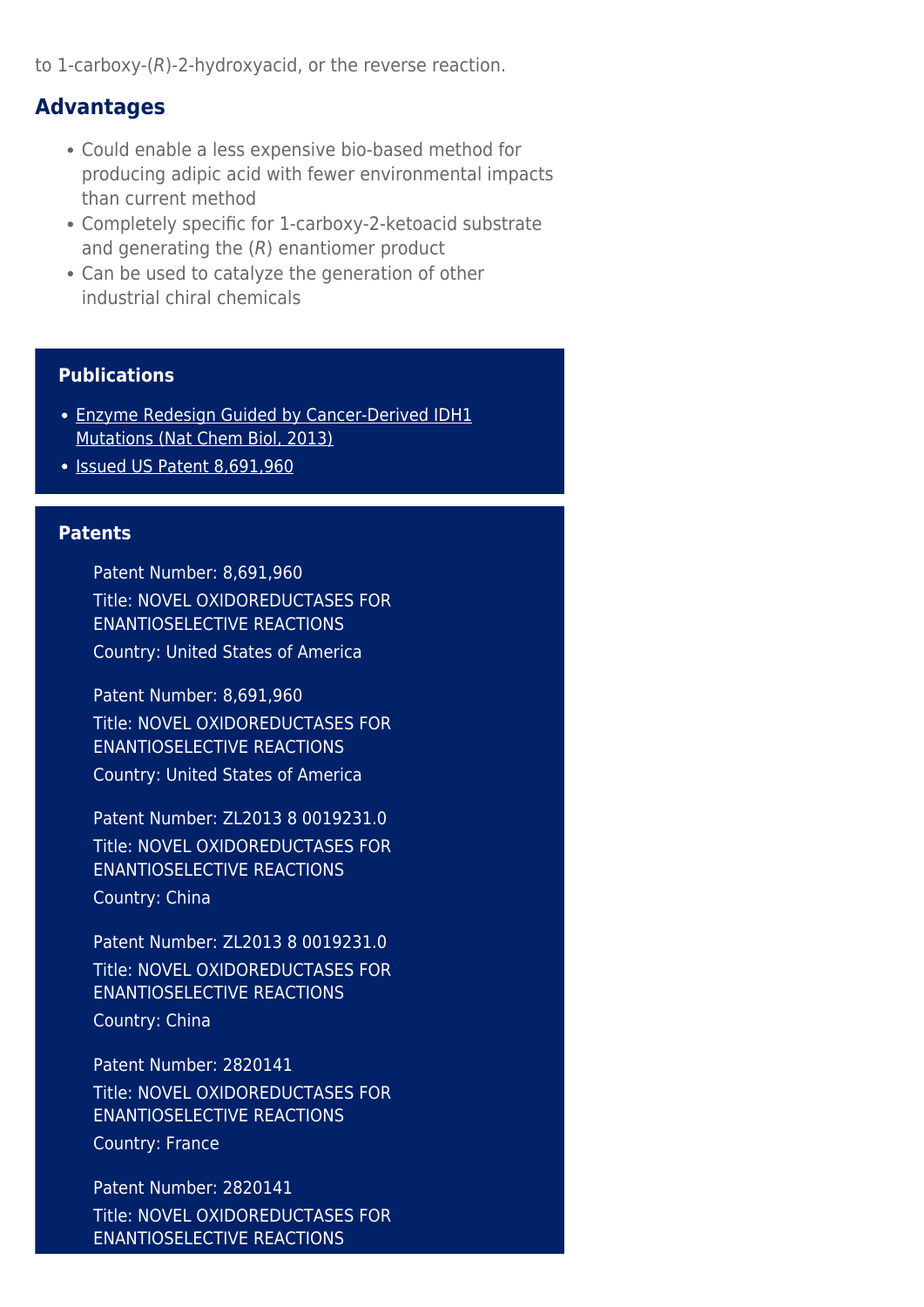to 1-carboxy-(*R*)-2-hydroxyacid, or the reverse reaction.

## Advantages

- Could enable a less expensive bio-based method for producing adipic acid with fewer environmental impacts than current method
- Completely specific for 1-carboxy-2-ketoacid substrate and generating the (*R*) enantiomer product
- Can be used to catalyze the generation of other industrial chiral chemicals

### Publications

- Enzyme Redesign Guided by Cancer-Derived IDH1 Mutations (Nat Chem Biol, 2013)
- Issued US Patent 8,691,960

### Patents

Patent Number: 8,691,960
Title: NOVEL OXIDOREDUCTASES FOR ENANTIOSELECTIVE REACTIONS
Country: United States of America

Patent Number: 8,691,960
Title: NOVEL OXIDOREDUCTASES FOR ENANTIOSELECTIVE REACTIONS
Country: United States of America

Patent Number: ZL2013 8 0019231.0
Title: NOVEL OXIDOREDUCTASES FOR ENANTIOSELECTIVE REACTIONS
Country: China

Patent Number: ZL2013 8 0019231.0
Title: NOVEL OXIDOREDUCTASES FOR ENANTIOSELECTIVE REACTIONS
Country: China

Patent Number: 2820141
Title: NOVEL OXIDOREDUCTASES FOR ENANTIOSELECTIVE REACTIONS
Country: France

Patent Number: 2820141
Title: NOVEL OXIDOREDUCTASES FOR ENANTIOSELECTIVE REACTIONS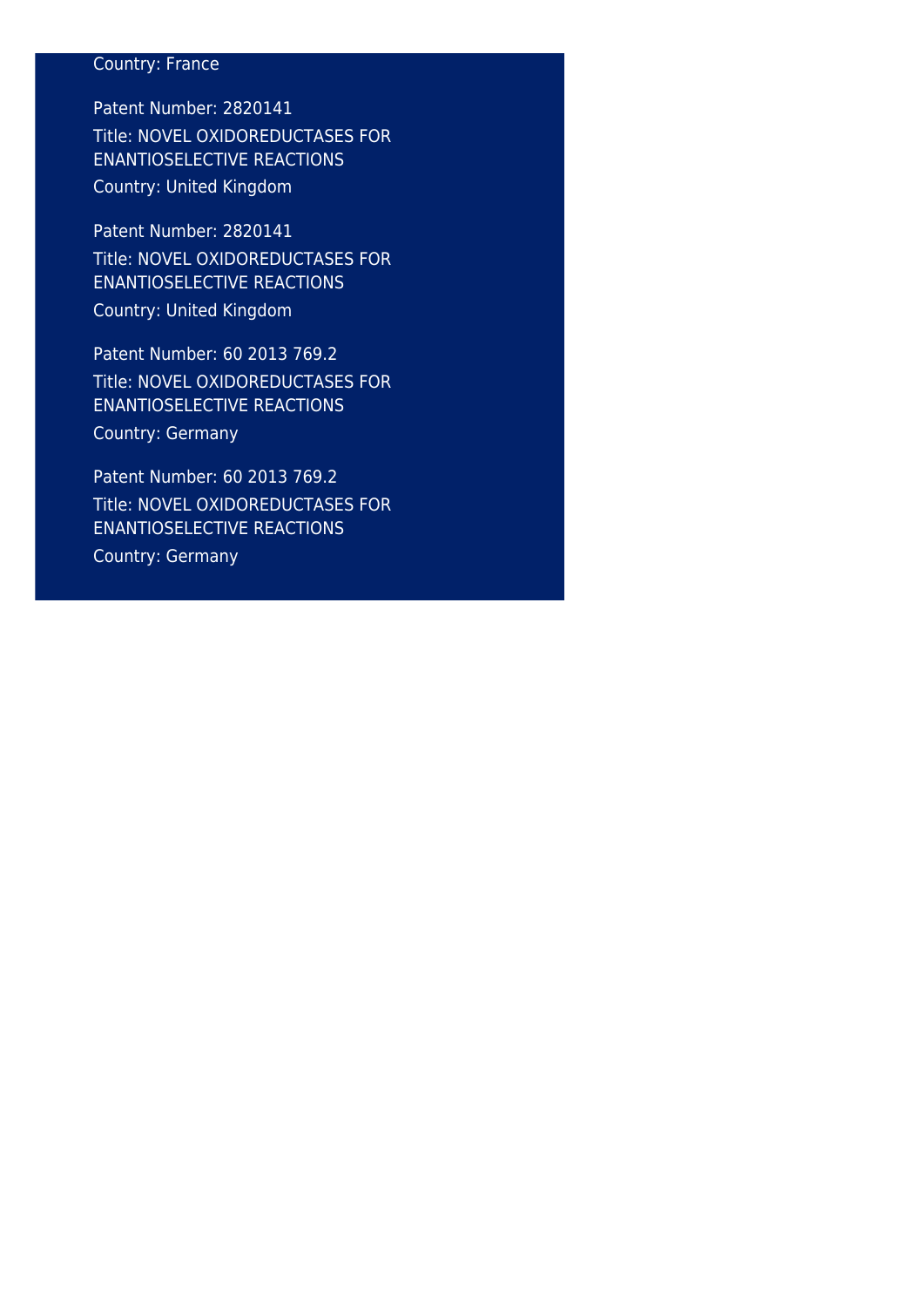Country: France

Patent Number: 2820141
Title: NOVEL OXIDOREDUCTASES FOR ENANTIOSELECTIVE REACTIONS
Country: United Kingdom

Patent Number: 2820141
Title: NOVEL OXIDOREDUCTASES FOR ENANTIOSELECTIVE REACTIONS
Country: United Kingdom

Patent Number: 60 2013 769.2
Title: NOVEL OXIDOREDUCTASES FOR ENANTIOSELECTIVE REACTIONS
Country: Germany

Patent Number: 60 2013 769.2
Title: NOVEL OXIDOREDUCTASES FOR ENANTIOSELECTIVE REACTIONS
Country: Germany